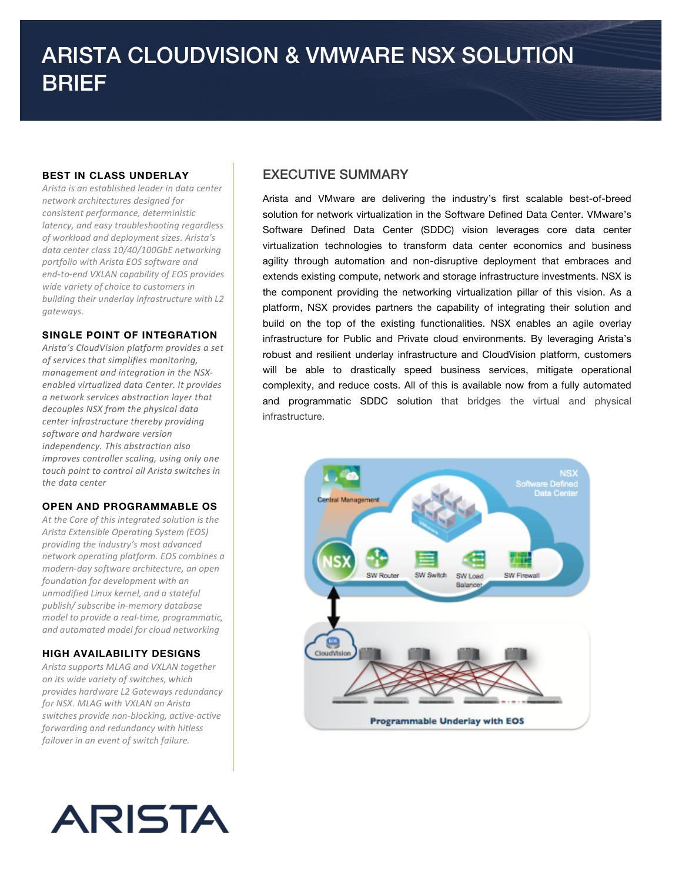# ARISTA CLOUDVISION & VMWARE NSX SOLUTION BRIEF

## EXECUTIVE SUMMARY

Arista and VMware are delivering the industry's first scalable best-of-breed solution for network virtualization in the Software Defined Data Center. VMware's Software Defined Data Center (SDDC) vision leverages core data center virtualization technologies to transform data center economics and business agility through automation and non-disruptive deployment that embraces and extends existing compute, network and storage infrastructure investments. NSX is the component providing the networking virtualization pillar of this vision. As a platform, NSX provides partners the capability of integrating their solution and build on the top of the existing functionalities. NSX enables an agile overlay infrastructure for Public and Private cloud environments. By leveraging Arista's robust and resilient underlay infrastructure and CloudVision platform, customers will be able to drastically speed business services, mitigate operational complexity, and reduce costs. All of this is available now from a fully automated and programmatic SDDC solution that bridges the virtual and physical infrastructure.

### BEST IN CLASS UNDERLAY

*Arista is an established leader in data center network architectures designed for consistent performance, deterministic latency, and easy troubleshooting regardless of workload and deployment sizes. Arista's data center class 10/40/100GbE networking portfolio with Arista EOS software and end-to-end VXLAN capability of EOS provides wide variety of choice to customers in building their underlay infrastructure with L2 gateways.*

### SINGLE POINT OF INTEGRATION

*Arista's CloudVision platform provides a set of services that simplifies monitoring, management and integration in the NSX-enabled virtualized data Center. It provides a network services abstraction layer that decouples NSX from the physical data center infrastructure thereby providing software and hardware version independency. This abstraction also improves controller scaling, using only one touch point to control all Arista switches in the data center*

### OPEN AND PROGRAMMABLE OS

*At the Core of this integrated solution is the Arista Extensible Operating System (EOS) providing the industry's most advanced network operating platform. EOS combines a modern-day software architecture, an open foundation for development with an unmodified Linux kernel, and a stateful publish/ subscribe in-memory database model to provide a real-time, programmatic, and automated model for cloud networking*

### HIGH AVAILABILITY DESIGNS

*Arista supports MLAG and VXLAN together on its wide variety of switches, which provides hardware L2 Gateways redundancy for NSX. MLAG with VXLAN on Arista switches provide non-blocking, active-active forwarding and redundancy with hitless failover in an event of switch failure.*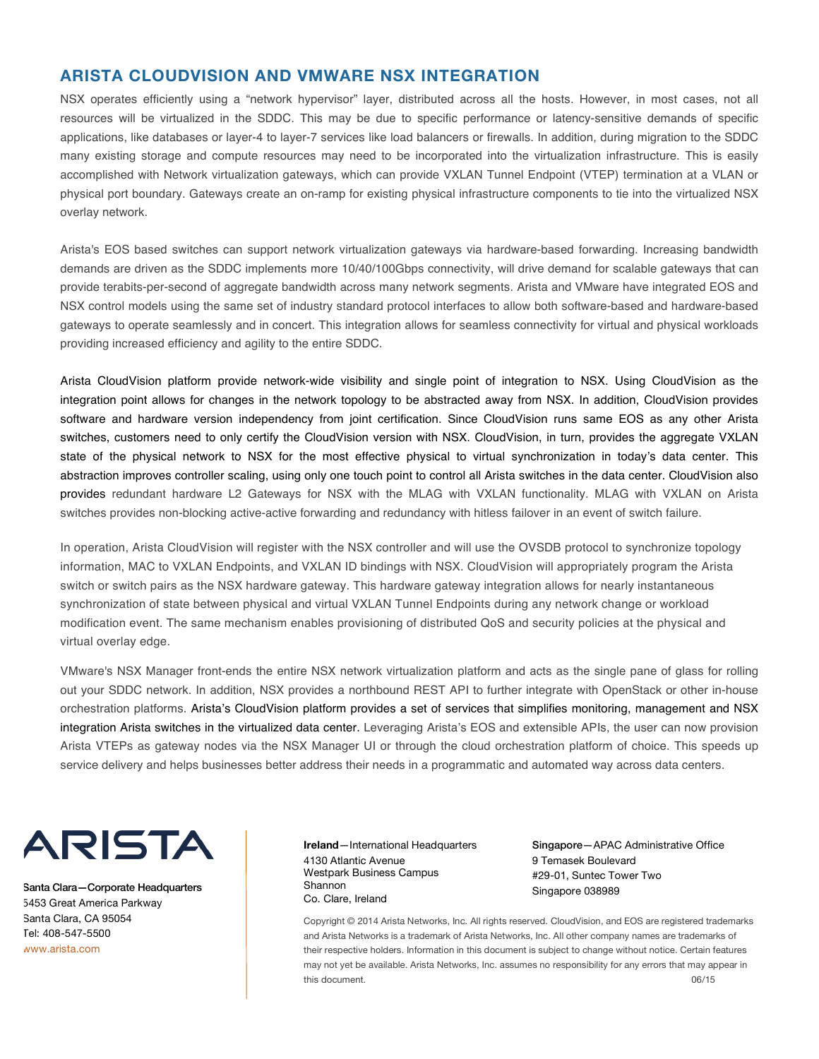## ARISTA CLOUDVISION AND VMWARE NSX INTEGRATION

NSX operates efficiently using a "network hypervisor" layer, distributed across all the hosts. However, in most cases, not all resources will be virtualized in the SDDC. This may be due to specific performance or latency-sensitive demands of specific applications, like databases or layer-4 to layer-7 services like load balancers or firewalls. In addition, during migration to the SDDC many existing storage and compute resources may need to be incorporated into the virtualization infrastructure. This is easily accomplished with Network virtualization gateways, which can provide VXLAN Tunnel Endpoint (VTEP) termination at a VLAN or physical port boundary. Gateways create an on-ramp for existing physical infrastructure components to tie into the virtualized NSX overlay network.

Arista's EOS based switches can support network virtualization gateways via hardware-based forwarding. Increasing bandwidth demands are driven as the SDDC implements more 10/40/100Gbps connectivity, will drive demand for scalable gateways that can provide terabits-per-second of aggregate bandwidth across many network segments. Arista and VMware have integrated EOS and NSX control models using the same set of industry standard protocol interfaces to allow both software-based and hardware-based gateways to operate seamlessly and in concert. This integration allows for seamless connectivity for virtual and physical workloads providing increased efficiency and agility to the entire SDDC.

Arista CloudVision platform provide network-wide visibility and single point of integration to NSX. Using CloudVision as the integration point allows for changes in the network topology to be abstracted away from NSX. In addition, CloudVision provides software and hardware version independency from joint certification. Since CloudVision runs same EOS as any other Arista switches, customers need to only certify the CloudVision version with NSX. CloudVision, in turn, provides the aggregate VXLAN state of the physical network to NSX for the most effective physical to virtual synchronization in today's data center. This abstraction improves controller scaling, using only one touch point to control all Arista switches in the data center. CloudVision also provides redundant hardware L2 Gateways for NSX with the MLAG with VXLAN functionality. MLAG with VXLAN on Arista switches provides non-blocking active-active forwarding and redundancy with hitless failover in an event of switch failure.

In operation, Arista CloudVision will register with the NSX controller and will use the OVSDB protocol to synchronize topology information, MAC to VXLAN Endpoints, and VXLAN ID bindings with NSX. CloudVision will appropriately program the Arista switch or switch pairs as the NSX hardware gateway. This hardware gateway integration allows for nearly instantaneous synchronization of state between physical and virtual VXLAN Tunnel Endpoints during any network change or workload modification event. The same mechanism enables provisioning of distributed QoS and security policies at the physical and virtual overlay edge.

VMware's NSX Manager front-ends the entire NSX network virtualization platform and acts as the single pane of glass for rolling out your SDDC network. In addition, NSX provides a northbound REST API to further integrate with OpenStack or other in-house orchestration platforms. Arista's CloudVision platform provides a set of services that simplifies monitoring, management and NSX integration Arista switches in the virtualized data center. Leveraging Arista's EOS and extensible APIs, the user can now provision Arista VTEPs as gateway nodes via the NSX Manager UI or through the cloud orchestration platform of choice. This speeds up service delivery and helps businesses better address their needs in a programmatic and automated way across data centers.

ARISTA

**Santa Clara—Corporate Headquarters**
5453 Great America Parkway
Santa Clara, CA 95054
Tel: 408-547-5500
www.arista.com

**Ireland**—International Headquarters
4130 Atlantic Avenue
Westpark Business Campus
Shannon
Co. Clare, Ireland

**Singapore**—APAC Administrative Office
9 Temasek Boulevard
#29-01, Suntec Tower Two
Singapore 038989

Copyright © 2014 Arista Networks, Inc. All rights reserved. CloudVision, and EOS are registered trademarks and Arista Networks is a trademark of Arista Networks, Inc. All other company names are trademarks of their respective holders. Information in this document is subject to change without notice. Certain features may not yet be available. Arista Networks, Inc. assumes no responsibility for any errors that may appear in this document. 06/15